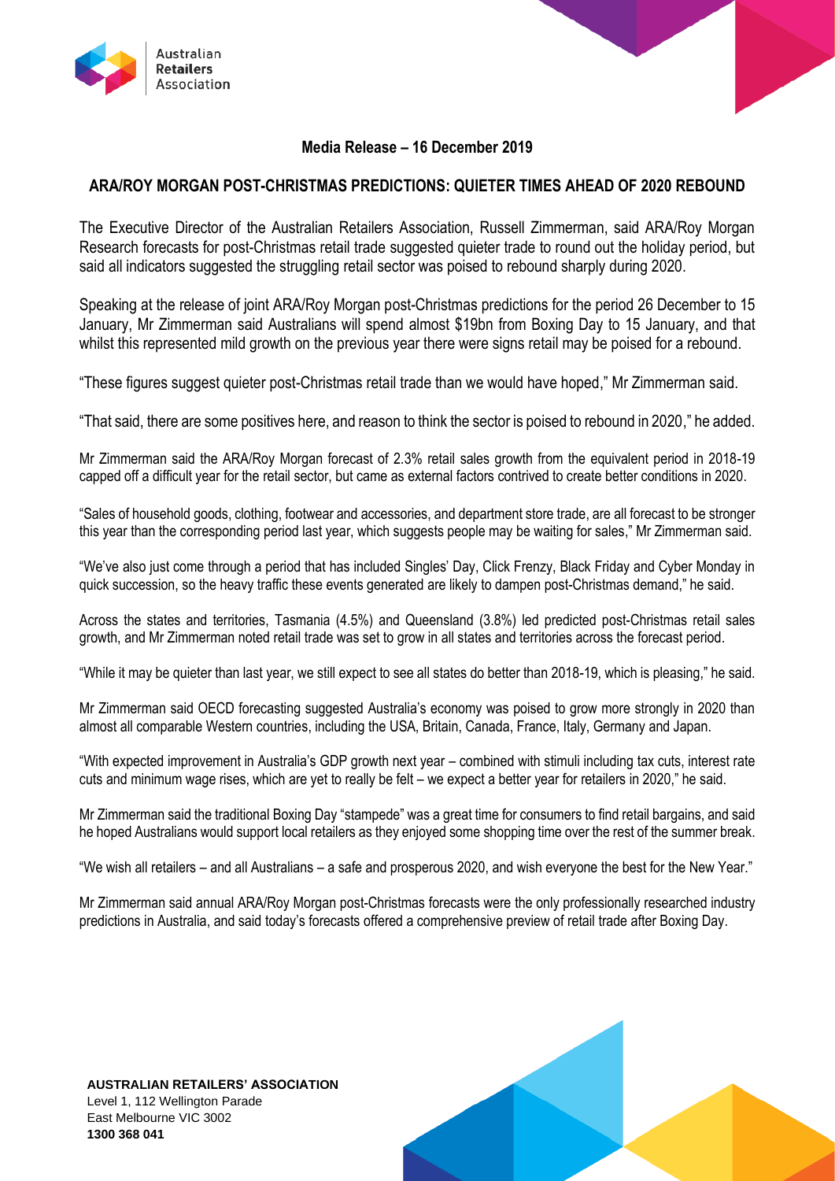**Media Release – 16 December 2019**

## ARA/ROY MORGAN POST-CHRISTMAS PREDICTIONS: QUIETER TIMES AHEAD OF 2020 REBOUND

The Executive Director of the Australian Retailers Association, Russell Zimmerman, said ARA/Roy Morgan Research forecasts for post-Christmas retail trade suggested quieter trade to round out the holiday period, but said all indicators suggested the struggling retail sector was poised to rebound sharply during 2020.

Speaking at the release of joint ARA/Roy Morgan post-Christmas predictions for the period 26 December to 15 January, Mr Zimmerman said Australians will spend almost $19bn from Boxing Day to 15 January, and that whilst this represented mild growth on the previous year there were signs retail may be poised for a rebound.

"These figures suggest quieter post-Christmas retail trade than we would have hoped," Mr Zimmerman said.

"That said, there are some positives here, and reason to think the sector is poised to rebound in 2020," he added.

Mr Zimmerman said the ARA/Roy Morgan forecast of 2.3% retail sales growth from the equivalent period in 2018-19 capped off a difficult year for the retail sector, but came as external factors contrived to create better conditions in 2020.

"Sales of household goods, clothing, footwear and accessories, and department store trade, are all forecast to be stronger this year than the corresponding period last year, which suggests people may be waiting for sales," Mr Zimmerman said.

"We've also just come through a period that has included Singles' Day, Click Frenzy, Black Friday and Cyber Monday in quick succession, so the heavy traffic these events generated are likely to dampen post-Christmas demand," he said.

Across the states and territories, Tasmania (4.5%) and Queensland (3.8%) led predicted post-Christmas retail sales growth, and Mr Zimmerman noted retail trade was set to grow in all states and territories across the forecast period.

"While it may be quieter than last year, we still expect to see all states do better than 2018-19, which is pleasing," he said.

Mr Zimmerman said OECD forecasting suggested Australia's economy was poised to grow more strongly in 2020 than almost all comparable Western countries, including the USA, Britain, Canada, France, Italy, Germany and Japan.

"With expected improvement in Australia's GDP growth next year – combined with stimuli including tax cuts, interest rate cuts and minimum wage rises, which are yet to really be felt – we expect a better year for retailers in 2020," he said.

Mr Zimmerman said the traditional Boxing Day "stampede" was a great time for consumers to find retail bargains, and said he hoped Australians would support local retailers as they enjoyed some shopping time over the rest of the summer break.

"We wish all retailers – and all Australians – a safe and prosperous 2020, and wish everyone the best for the New Year."

Mr Zimmerman said annual ARA/Roy Morgan post-Christmas forecasts were the only professionally researched industry predictions in Australia, and said today's forecasts offered a comprehensive preview of retail trade after Boxing Day.

**AUSTRALIAN RETAILERS' ASSOCIATION**
Level 1, 112 Wellington Parade
East Melbourne VIC 3002
**1300 368 041**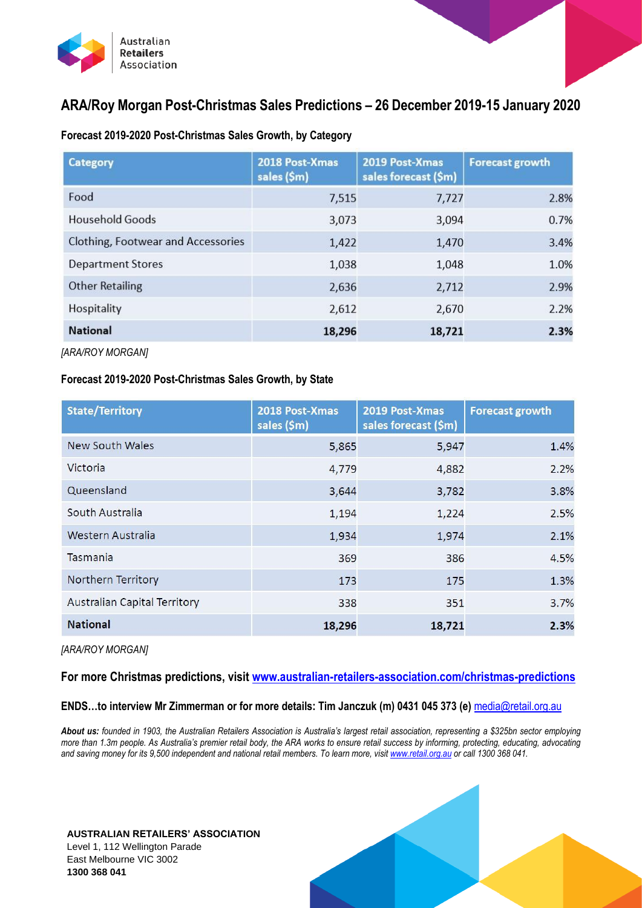Australian Retailers Association

## ARA/Roy Morgan Post-Christmas Sales Predictions – 26 December 2019-15 January 2020

### Forecast 2019-2020 Post-Christmas Sales Growth, by Category

| Category | 2018 Post-Xmas sales ($m) | 2019 Post-Xmas sales forecast ($m) | Forecast growth |
|---|---|---|---|
| Food | 7,515 | 7,727 | 2.8% |
| Household Goods | 3,073 | 3,094 | 0.7% |
| Clothing, Footwear and Accessories | 1,422 | 1,470 | 3.4% |
| Department Stores | 1,038 | 1,048 | 1.0% |
| Other Retailing | 2,636 | 2,712 | 2.9% |
| Hospitality | 2,612 | 2,670 | 2.2% |
| **National** | **18,296** | **18,721** | **2.3%** |

*[ARA/ROY MORGAN]*

### Forecast 2019-2020 Post-Christmas Sales Growth, by State

| State/Territory | 2018 Post-Xmas sales ($m) | 2019 Post-Xmas sales forecast ($m) | Forecast growth |
|---|---|---|---|
| New South Wales | 5,865 | 5,947 | 1.4% |
| Victoria | 4,779 | 4,882 | 2.2% |
| Queensland | 3,644 | 3,782 | 3.8% |
| South Australia | 1,194 | 1,224 | 2.5% |
| Western Australia | 1,934 | 1,974 | 2.1% |
| Tasmania | 369 | 386 | 4.5% |
| Northern Territory | 173 | 175 | 1.3% |
| Australian Capital Territory | 338 | 351 | 3.7% |
| **National** | **18,296** | **18,721** | **2.3%** |

*[ARA/ROY MORGAN]*

**For more Christmas predictions, visit [www.australian-retailers-association.com/christmas-predictions](www.australian-retailers-association.com/christmas-predictions)**

**ENDS…to interview Mr Zimmerman or for more details: Tim Janczuk (m) 0431 045 373 (e)** media@retail.org.au

***About us:*** *founded in 1903, the Australian Retailers Association is Australia's largest retail association, representing a $325bn sector employing more than 1.3m people. As Australia's premier retail body, the ARA works to ensure retail success by informing, protecting, educating, advocating and saving money for its 9,500 independent and national retail members. To learn more, visit www.retail.org.au or call 1300 368 041.*

**AUSTRALIAN RETAILERS' ASSOCIATION**
Level 1, 112 Wellington Parade
East Melbourne VIC 3002
**1300 368 041**